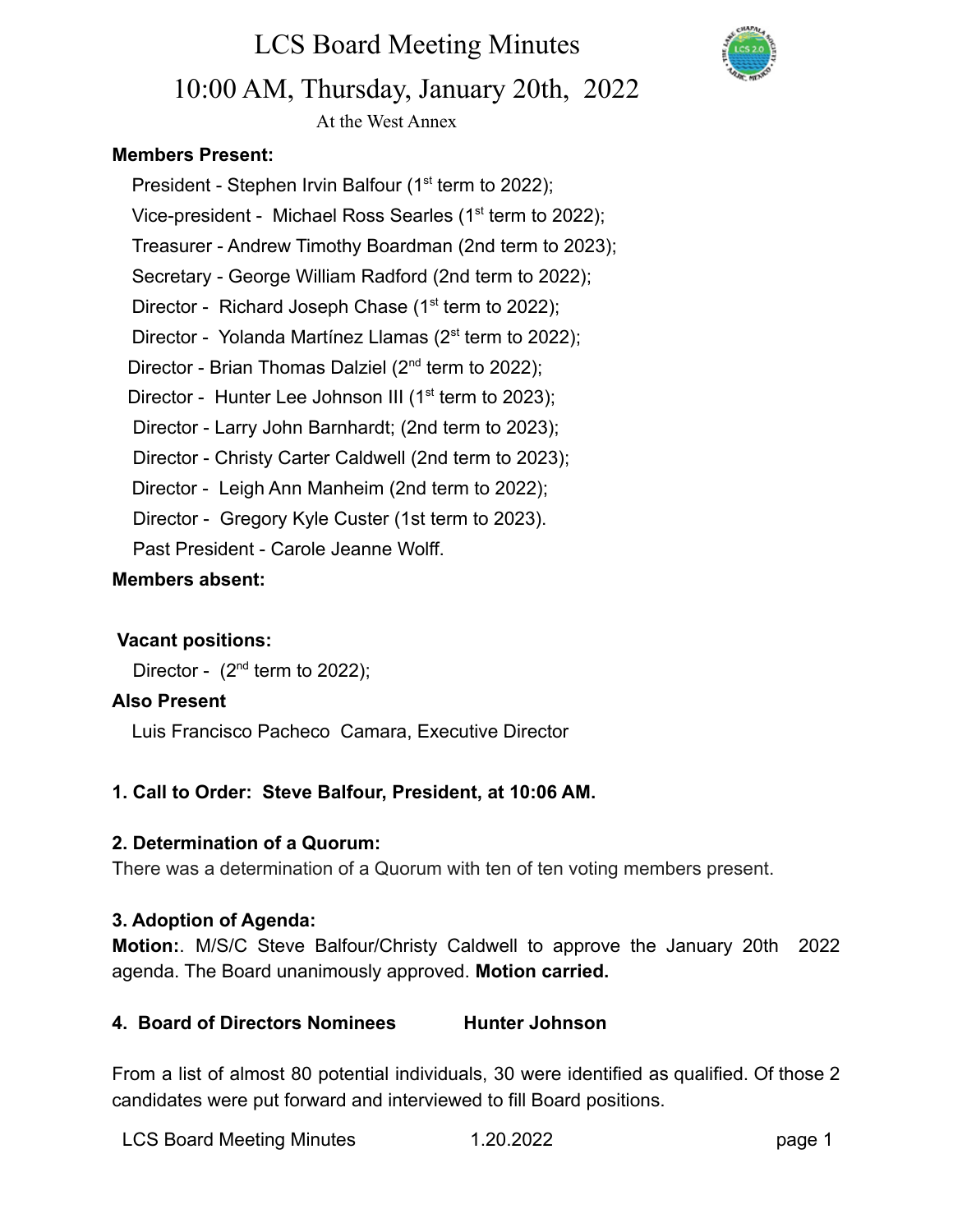# LCS Board Meeting Minutes

## 10:00 AM, Thursday, January 20th, 2022

At the West Annex

**Members Present:**

President - Stephen Irvin Balfour (1st term to 2022);
Vice-president - Michael Ross Searles (1st term to 2022);
Treasurer - Andrew Timothy Boardman (2nd term to 2023);
Secretary - George William Radford (2nd term to 2022);
Director - Richard Joseph Chase (1st term to 2022);
Director - Yolanda Martínez Llamas (2st term to 2022);
Director - Brian Thomas Dalziel (2nd term to 2022);
Director - Hunter Lee Johnson III (1st term to 2023);
Director - Larry John Barnhardt; (2nd term to 2023);
Director - Christy Carter Caldwell (2nd term to 2023);
Director - Leigh Ann Manheim (2nd term to 2022);
Director - Gregory Kyle Custer (1st term to 2023).
Past President - Carole Jeanne Wolff.

**Members absent:**

**Vacant positions:**

Director - (2nd term to 2022);

**Also Present**

Luis Francisco Pacheco Camara, Executive Director

**1. Call to Order: Steve Balfour, President, at 10:06 AM.**

**2. Determination of a Quorum:**

There was a determination of a Quorum with ten of ten voting members present.

**3. Adoption of Agenda:**

**Motion:**. M/S/C Steve Balfour/Christy Caldwell to approve the January 20th 2022 agenda. The Board unanimously approved. **Motion carried.**

**4. Board of Directors Nominees Hunter Johnson**

From a list of almost 80 potential individuals, 30 were identified as qualified. Of those 2 candidates were put forward and interviewed to fill Board positions.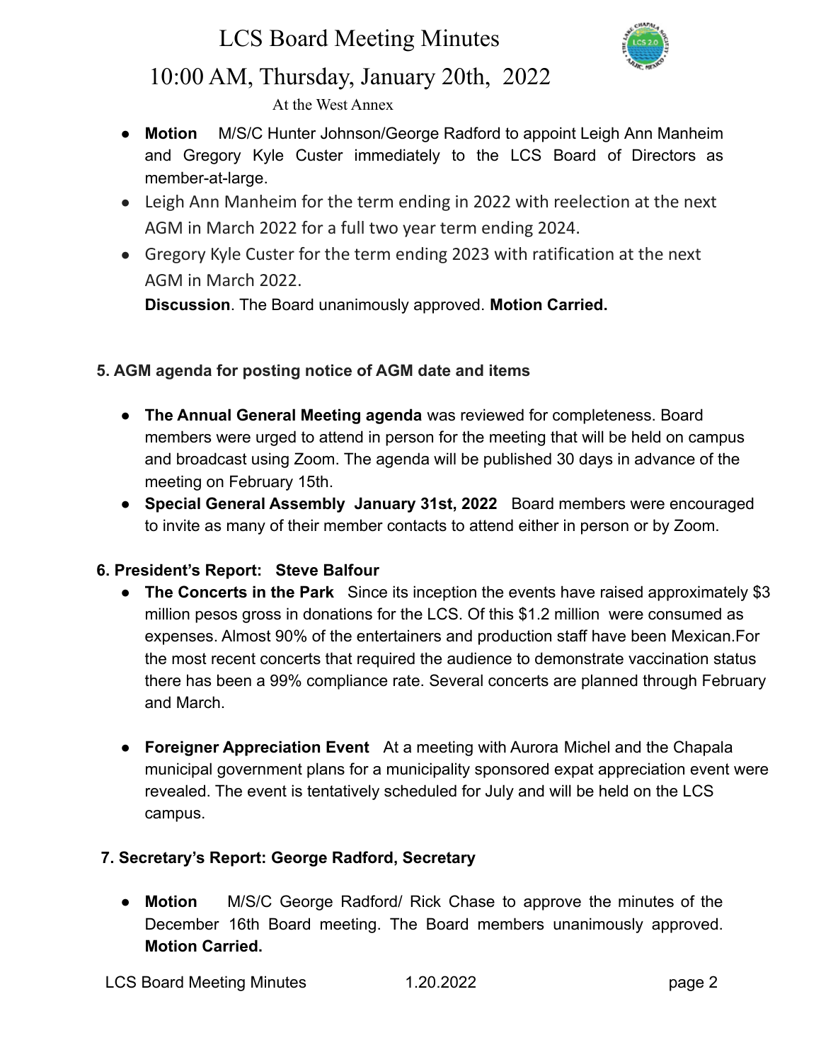- **Motion** M/S/C Hunter Johnson/George Radford to appoint Leigh Ann Manheim and Gregory Kyle Custer immediately to the LCS Board of Directors as member-at-large.
- Leigh Ann Manheim for the term ending in 2022 with reelection at the next AGM in March 2022 for a full two year term ending 2024.
- Gregory Kyle Custer for the term ending 2023 with ratification at the next AGM in March 2022.

  **Discussion**. The Board unanimously approved. **Motion Carried.**

**5. AGM agenda for posting notice of AGM date and items**

- **The Annual General Meeting agenda** was reviewed for completeness. Board members were urged to attend in person for the meeting that will be held on campus and broadcast using Zoom. The agenda will be published 30 days in advance of the meeting on February 15th.
- **Special General Assembly January 31st, 2022** Board members were encouraged to invite as many of their member contacts to attend either in person or by Zoom.

**6. President's Report: Steve Balfour**

- **The Concerts in the Park** Since its inception the events have raised approximately $3 million pesos gross in donations for the LCS. Of this $1.2 million were consumed as expenses. Almost 90% of the entertainers and production staff have been Mexican.For the most recent concerts that required the audience to demonstrate vaccination status there has been a 99% compliance rate. Several concerts are planned through February and March.

- **Foreigner Appreciation Event** At a meeting with Aurora Michel and the Chapala municipal government plans for a municipality sponsored expat appreciation event were revealed. The event is tentatively scheduled for July and will be held on the LCS campus.

**7. Secretary's Report: George Radford, Secretary**

- **Motion** M/S/C George Radford/ Rick Chase to approve the minutes of the December 16th Board meeting. The Board members unanimously approved. **Motion Carried.**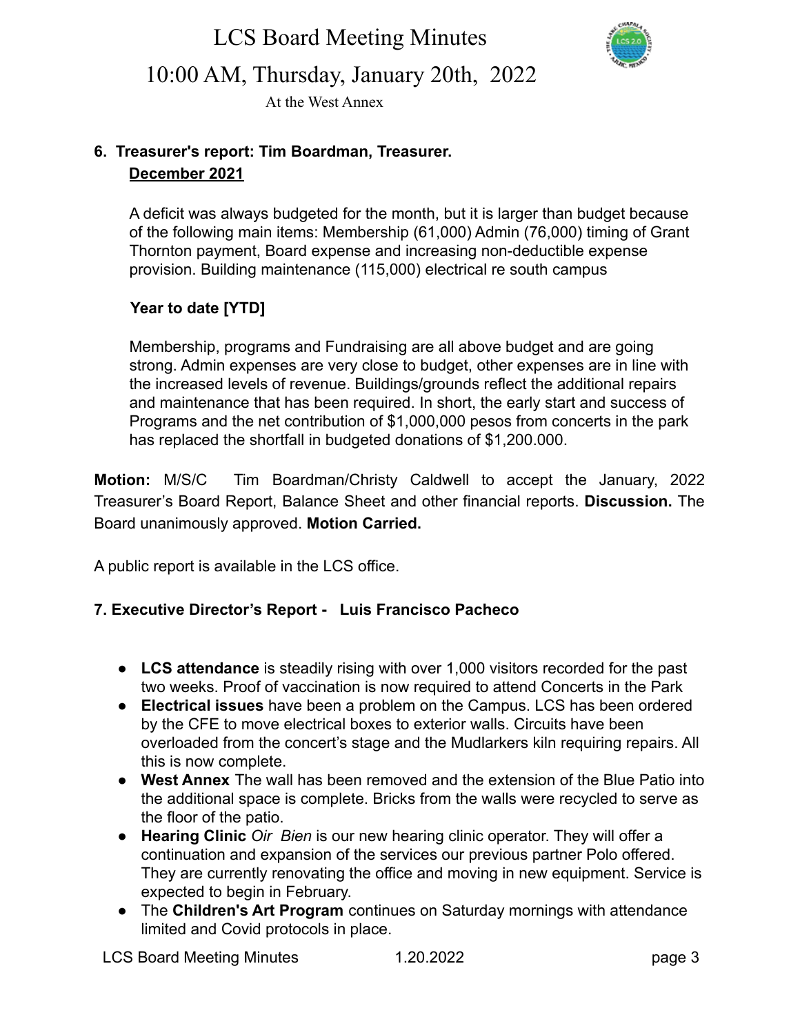# LCS Board Meeting Minutes

## 10:00 AM, Thursday, January 20th, 2022

At the West Annex

### 6. Treasurer's report: Tim Boardman, Treasurer.

**December 2021**

A deficit was always budgeted for the month, but it is larger than budget because of the following main items: Membership (61,000) Admin (76,000) timing of Grant Thornton payment, Board expense and increasing non-deductible expense provision. Building maintenance (115,000) electrical re south campus

**Year to date [YTD]**

Membership, programs and Fundraising are all above budget and are going strong. Admin expenses are very close to budget, other expenses are in line with the increased levels of revenue. Buildings/grounds reflect the additional repairs and maintenance that has been required. In short, the early start and success of Programs and the net contribution of $1,000,000 pesos from concerts in the park has replaced the shortfall in budgeted donations of $1,200.000.

**Motion:** M/S/C Tim Boardman/Christy Caldwell to accept the January, 2022 Treasurer's Board Report, Balance Sheet and other financial reports. **Discussion.** The Board unanimously approved. **Motion Carried.**

A public report is available in the LCS office.

### 7. Executive Director's Report - Luis Francisco Pacheco

- **LCS attendance** is steadily rising with over 1,000 visitors recorded for the past two weeks. Proof of vaccination is now required to attend Concerts in the Park
- **Electrical issues** have been a problem on the Campus. LCS has been ordered by the CFE to move electrical boxes to exterior walls. Circuits have been overloaded from the concert's stage and the Mudlarkers kiln requiring repairs. All this is now complete.
- **West Annex** The wall has been removed and the extension of the Blue Patio into the additional space is complete. Bricks from the walls were recycled to serve as the floor of the patio.
- **Hearing Clinic** *Oir Bien* is our new hearing clinic operator. They will offer a continuation and expansion of the services our previous partner Polo offered. They are currently renovating the office and moving in new equipment. Service is expected to begin in February.
- The **Children's Art Program** continues on Saturday mornings with attendance limited and Covid protocols in place.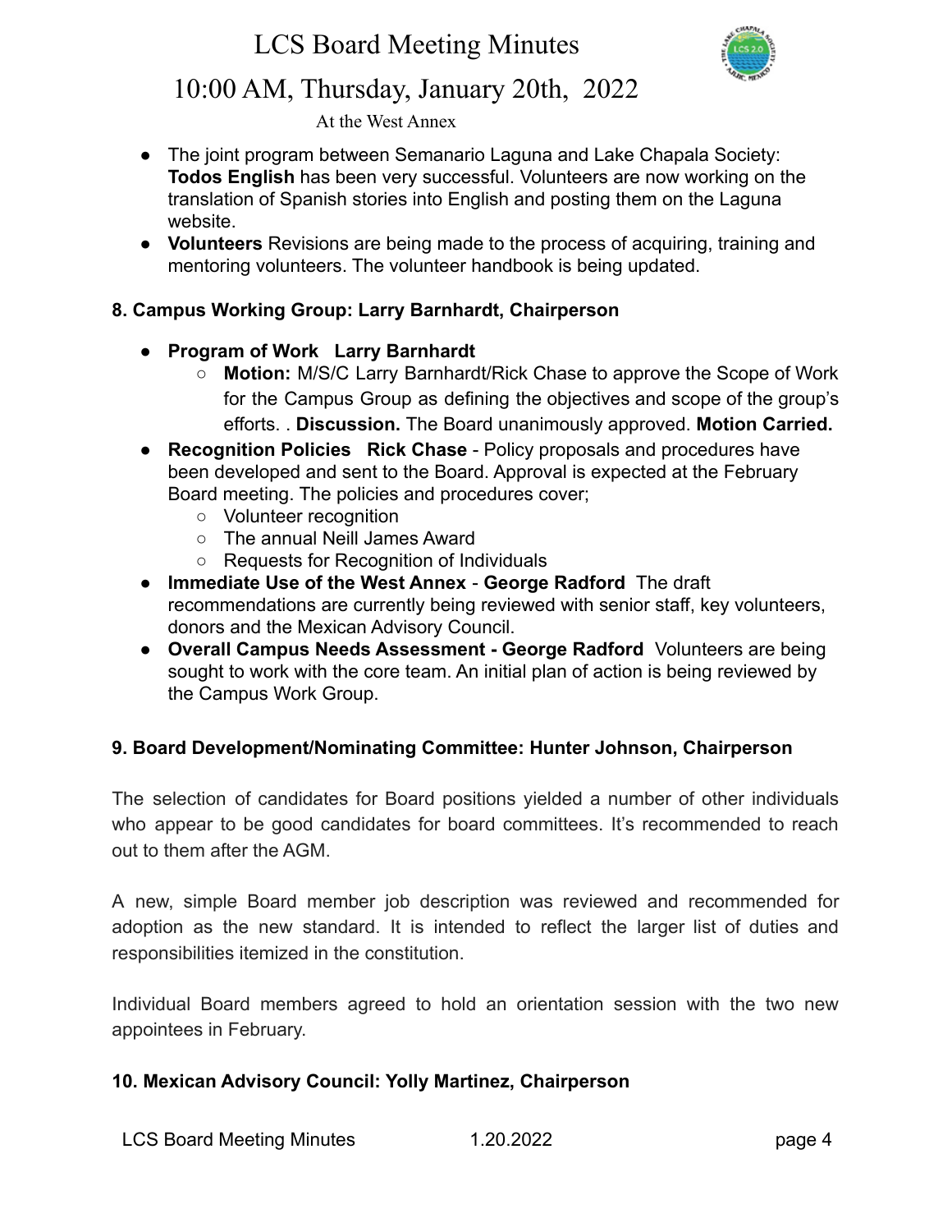- The joint program between Semanario Laguna and Lake Chapala Society: **Todos English** has been very successful. Volunteers are now working on the translation of Spanish stories into English and posting them on the Laguna website.
- **Volunteers** Revisions are being made to the process of acquiring, training and mentoring volunteers. The volunteer handbook is being updated.

**8. Campus Working Group: Larry Barnhardt, Chairperson**

- **Program of Work Larry Barnhardt**
  - **Motion:** M/S/C Larry Barnhardt/Rick Chase to approve the Scope of Work for the Campus Group as defining the objectives and scope of the group's efforts. . **Discussion.** The Board unanimously approved. **Motion Carried.**
- **Recognition Policies Rick Chase** - Policy proposals and procedures have been developed and sent to the Board. Approval is expected at the February Board meeting. The policies and procedures cover;
  - Volunteer recognition
  - The annual Neill James Award
  - Requests for Recognition of Individuals
- **Immediate Use of the West Annex** - **George Radford** The draft recommendations are currently being reviewed with senior staff, key volunteers, donors and the Mexican Advisory Council.
- **Overall Campus Needs Assessment - George Radford** Volunteers are being sought to work with the core team. An initial plan of action is being reviewed by the Campus Work Group.

**9. Board Development/Nominating Committee: Hunter Johnson, Chairperson**

The selection of candidates for Board positions yielded a number of other individuals who appear to be good candidates for board committees. It's recommended to reach out to them after the AGM.

A new, simple Board member job description was reviewed and recommended for adoption as the new standard. It is intended to reflect the larger list of duties and responsibilities itemized in the constitution.

Individual Board members agreed to hold an orientation session with the two new appointees in February.

**10. Mexican Advisory Council: Yolly Martinez, Chairperson**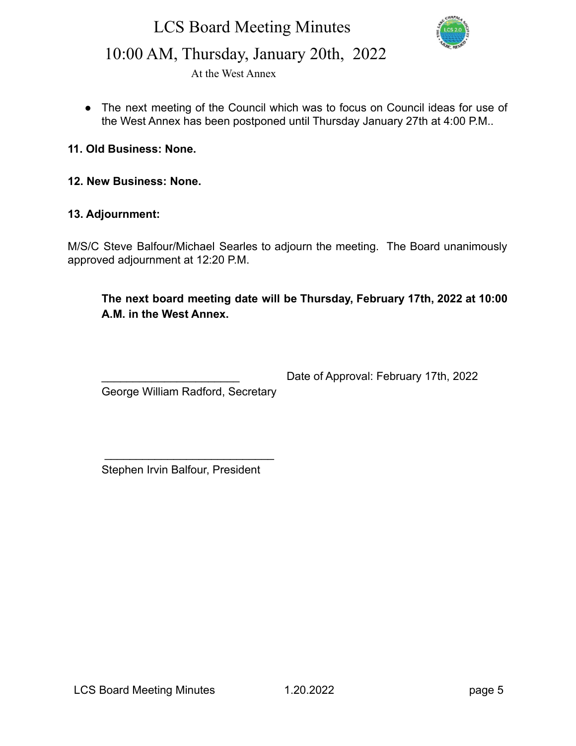- The next meeting of the Council which was to focus on Council ideas for use of the West Annex has been postponed until Thursday January 27th at 4:00 P.M..

**11. Old Business: None.**

**12. New Business: None.**

**13. Adjournment:**

M/S/C Steve Balfour/Michael Searles to adjourn the meeting. The Board unanimously approved adjournment at 12:20 P.M.

**The next board meeting date will be Thursday, February 17th, 2022 at 10:00 A.M. in the West Annex.**

______________________ Date of Approval: February 17th, 2022

George William Radford, Secretary

___________________________

Stephen Irvin Balfour, President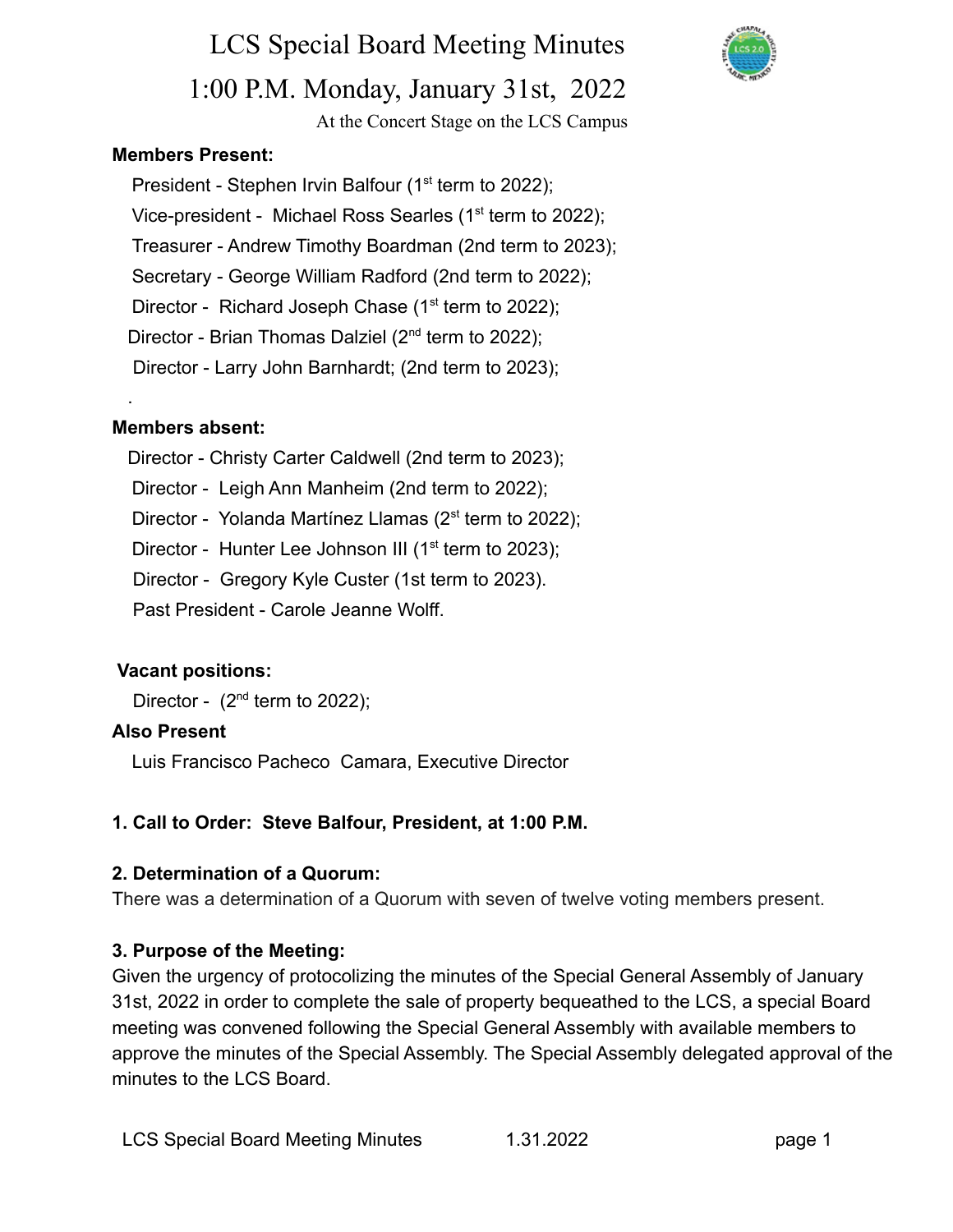# LCS Special Board Meeting Minutes

## 1:00 P.M. Monday, January 31st, 2022

At the Concert Stage on the LCS Campus

**Members Present:**

President - Stephen Irvin Balfour (1st term to 2022);
Vice-president - Michael Ross Searles (1st term to 2022);
Treasurer - Andrew Timothy Boardman (2nd term to 2023);
Secretary - George William Radford (2nd term to 2022);
Director - Richard Joseph Chase (1st term to 2022);
Director - Brian Thomas Dalziel (2nd term to 2022);
Director - Larry John Barnhardt; (2nd term to 2023);

.

**Members absent:**

Director - Christy Carter Caldwell (2nd term to 2023);
Director - Leigh Ann Manheim (2nd term to 2022);
Director - Yolanda Martínez Llamas (2st term to 2022);
Director - Hunter Lee Johnson III (1st term to 2023);
Director - Gregory Kyle Custer (1st term to 2023).
Past President - Carole Jeanne Wolff.

**Vacant positions:**

Director - (2nd term to 2022);

**Also Present**

Luis Francisco Pacheco Camara, Executive Director

**1. Call to Order: Steve Balfour, President, at 1:00 P.M.**

**2. Determination of a Quorum:**

There was a determination of a Quorum with seven of twelve voting members present.

**3. Purpose of the Meeting:**

Given the urgency of protocolizing the minutes of the Special General Assembly of January 31st, 2022 in order to complete the sale of property bequeathed to the LCS, a special Board meeting was convened following the Special General Assembly with available members to approve the minutes of the Special Assembly. The Special Assembly delegated approval of the minutes to the LCS Board.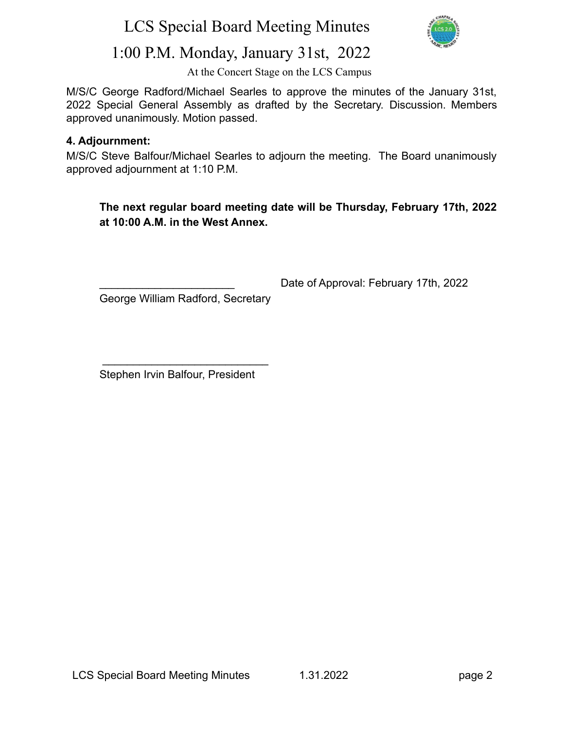# LCS Special Board Meeting Minutes

## 1:00 P.M. Monday, January 31st, 2022

At the Concert Stage on the LCS Campus

M/S/C George Radford/Michael Searles to approve the minutes of the January 31st, 2022 Special General Assembly as drafted by the Secretary. Discussion. Members approved unanimously. Motion passed.

**4. Adjournment:**

M/S/C Steve Balfour/Michael Searles to adjourn the meeting. The Board unanimously approved adjournment at 1:10 P.M.

**The next regular board meeting date will be Thursday, February 17th, 2022 at 10:00 A.M. in the West Annex.**

______________________ Date of Approval: February 17th, 2022

George William Radford, Secretary

___________________________

Stephen Irvin Balfour, President